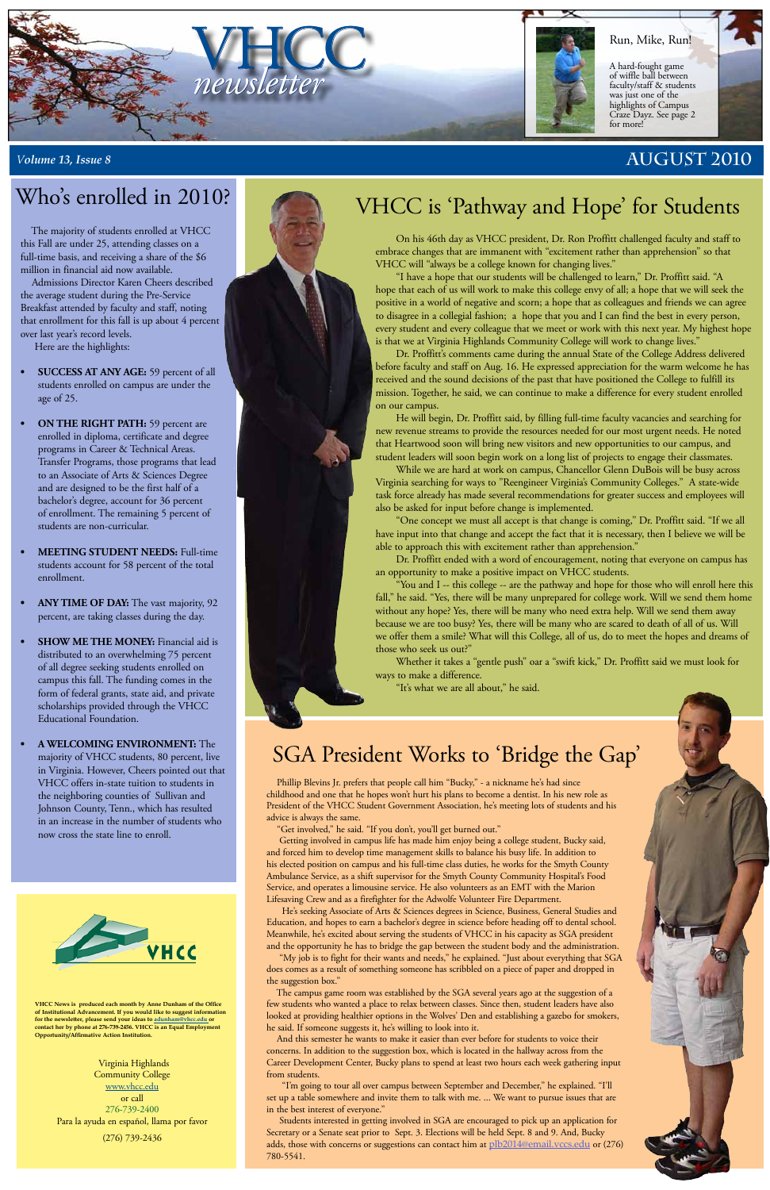# VHCC *newsletter*

**Run, Mike, Run!**

A hard-fought game of wiffle ball between faculty/staff & students was just one of the highlights of Campus Craze Dayz. See page 2 for more!

*Volume 13, Issue 8* — AUGUST 2010

## Who's enrolled in 2010?

The majority of students enrolled at VHCC this Fall are under 25, attending classes on a full-time basis, and receiving a share of the $6 million in financial aid now available.

Admissions Director Karen Cheers described the average student during the Pre-Service Breakfast attended by faculty and staff, noting that enrollment for this fall is up about 4 percent over last year's record levels.

Here are the highlights:

- **SUCCESS AT ANY AGE:** 59 percent of all students enrolled on campus are under the age of 25.
- **ON THE RIGHT PATH:** 59 percent are enrolled in diploma, certificate and degree programs in Career & Technical Areas. Transfer Programs, those programs that lead to an Associate of Arts & Sciences Degree and are designed to be the first half of a bachelor's degree, account for 36 percent of enrollment. The remaining 5 percent of students are non-curricular.
- **MEETING STUDENT NEEDS:** Full-time students account for 58 percent of the total enrollment.
- **ANY TIME OF DAY:** The vast majority, 92 percent, are taking classes during the day.
- **SHOW ME THE MONEY:** Financial aid is distributed to an overwhelming 75 percent of all degree seeking students enrolled on campus this fall. The funding comes in the form of federal grants, state aid, and private scholarships provided through the VHCC Educational Foundation.
- **A WELCOMING ENVIRONMENT:** The majority of VHCC students, 80 percent, live in Virginia. However, Cheers pointed out that VHCC offers in-state tuition to students in the neighboring counties of Sullivan and Johnson County, Tenn., which has resulted in an increase in the number of students who now cross the state line to enroll.

## VHCC is 'Pathway and Hope' for Students

On his 46th day as VHCC president, Dr. Ron Proffitt challenged faculty and staff to embrace changes that are immanent with "excitement rather than apprehension" so that VHCC will "always be a college known for changing lives."

"I have a hope that our students will be challenged to learn," Dr. Proffitt said. "A hope that each of us will work to make this college envy of all; a hope that we will seek the positive in a world of negative and scorn; a hope that as colleagues and friends we can agree to disagree in a collegial fashion; a hope that you and I can find the best in every person, every student and every colleague that we meet or work with this next year. My highest hope is that we at Virginia Highlands Community College will work to change lives."

Dr. Proffitt's comments came during the annual State of the College Address delivered before faculty and staff on Aug. 16. He expressed appreciation for the warm welcome he has received and the sound decisions of the past that have positioned the College to fulfill its mission. Together, he said, we can continue to make a difference for every student enrolled on our campus.

He will begin, Dr. Proffitt said, by filling full-time faculty vacancies and searching for new revenue streams to provide the resources needed for our most urgent needs. He noted that Heartwood soon will bring new visitors and new opportunities to our campus, and student leaders will soon begin work on a long list of projects to engage their classmates.

While we are hard at work on campus, Chancellor Glenn DuBois will be busy across Virginia searching for ways to "Reengineer Virginia's Community Colleges." A state-wide task force already has made several recommendations for greater success and employees will also be asked for input before change is implemented.

"One concept we must all accept is that change is coming," Dr. Proffitt said. "If we all have input into that change and accept the fact that it is necessary, then I believe we will be able to approach this with excitement rather than apprehension."

Dr. Proffitt ended with a word of encouragement, noting that everyone on campus has an opportunity to make a positive impact on VHCC students.

"You and I -- this college -- are the pathway and hope for those who will enroll here this fall," he said. "Yes, there will be many unprepared for college work. Will we send them home without any hope? Yes, there will be many who need extra help. Will we send them away because we are too busy? Yes, there will be many who are scared to death of all of us. Will we offer them a smile? What will this College, all of us, do to meet the hopes and dreams of those who seek us out?"

Whether it takes a "gentle push" oar a "swift kick," Dr. Proffitt said we must look for ways to make a difference.

"It's what we are all about," he said.

## SGA President Works to 'Bridge the Gap'

Phillip Blevins Jr. prefers that people call him "Bucky," - a nickname he's had since childhood and one that he hopes won't hurt his plans to become a dentist. In his new role as President of the VHCC Student Government Association, he's meeting lots of students and his advice is always the same.

"Get involved," he said. "If you don't, you'll get burned out."

Getting involved in campus life has made him enjoy being a college student, Bucky said, and forced him to develop time management skills to balance his busy life. In addition to his elected position on campus and his full-time class duties, he works for the Smyth County Ambulance Service, as a shift supervisor for the Smyth County Community Hospital's Food Service, and operates a limousine service. He also volunteers as an EMT with the Marion Lifesaving Crew and as a firefighter for the Adwolfe Volunteer Fire Department.

He's seeking Associate of Arts & Sciences degrees in Science, Business, General Studies and Education, and hopes to earn a bachelor's degree in science before heading off to dental school. Meanwhile, he's excited about serving the students of VHCC in his capacity as SGA president and the opportunity he has to bridge the gap between the student body and the administration.

"My job is to fight for their wants and needs," he explained. "Just about everything that SGA does comes as a result of something someone has scribbled on a piece of paper and dropped in the suggestion box."

The campus game room was established by the SGA several years ago at the suggestion of a few students who wanted a place to relax between classes. Since then, student leaders have also looked at providing healthier options in the Wolves' Den and establishing a gazebo for smokers, he said. If someone suggests it, he's willing to look into it.

And this semester he wants to make it easier than ever before for students to voice their concerns. In addition to the suggestion box, which is located in the hallway across from the Career Development Center, Bucky plans to spend at least two hours each week gathering input from students.

"I'm going to tour all over campus between September and December," he explained. "I'll set up a table somewhere and invite them to talk with me. ... We want to pursue issues that are in the best interest of everyone."

Students interested in getting involved in SGA are encouraged to pick up an application for Secretary or a Senate seat prior to Sept. 3. Elections will be held Sept. 8 and 9. And, Bucky adds, those with concerns or suggestions can contact him at plb2014@email.vccs.edu or (276) 780-5541.

---

VHCC

**VHCC News is produced each month by Anne Dunham of the Office of Institutional Advancement. If you would like to suggest information for the newsletter, please send your ideas to adunham@vhcc.edu or contact her by phone at 276-739-2456. VHCC is an Equal Employment Opportunity/Affirmative Action Institution.**

Virginia Highlands Community College
www.vhcc.edu
or call
276-739-2400
Para la ayuda en español, llama por favor
(276) 739-2436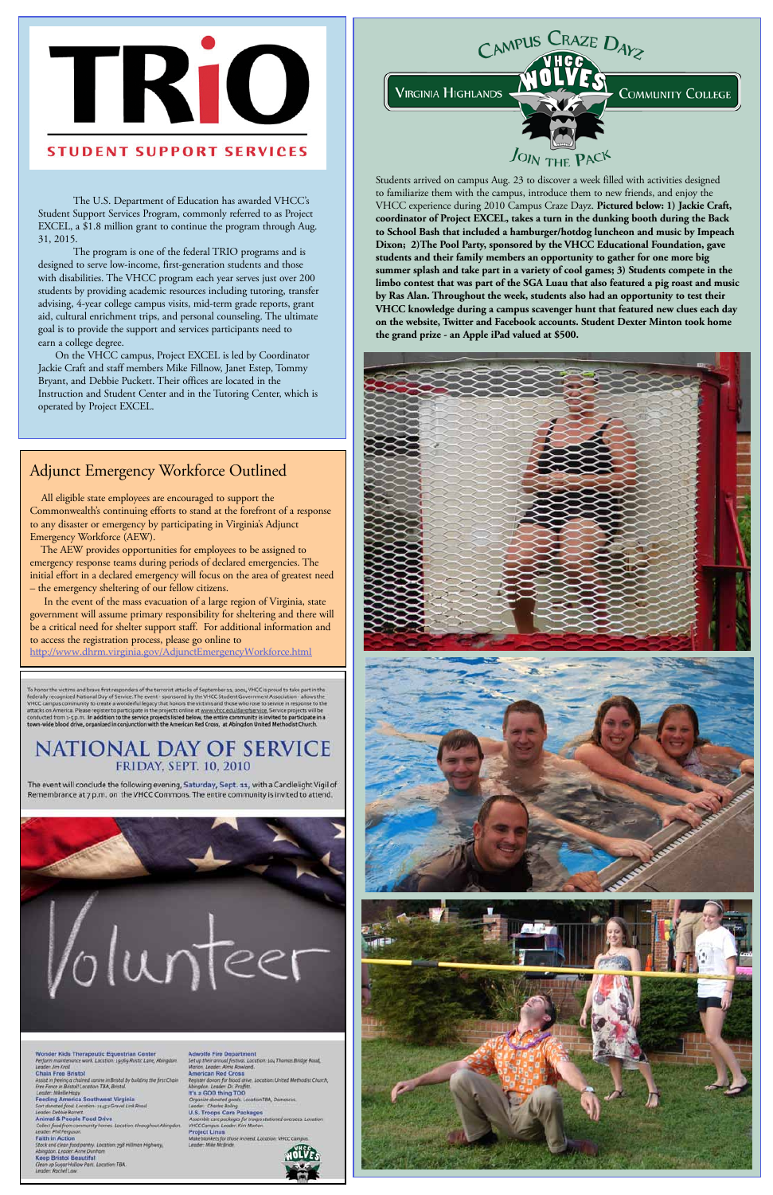# TRiO

## STUDENT SUPPORT SERVICES

The U.S. Department of Education has awarded VHCC's Student Support Services Program, commonly referred to as Project EXCEL, a $1.8 million grant to continue the program through Aug. 31, 2015.

The program is one of the federal TRIO programs and is designed to serve low-income, first-generation students and those with disabilities. The VHCC program each year serves just over 200 students by providing academic resources including tutoring, transfer advising, 4-year college campus visits, mid-term grade reports, grant aid, cultural enrichment trips, and personal counseling. The ultimate goal is to provide the support and services participants need to earn a college degree.

On the VHCC campus, Project EXCEL is led by Coordinator Jackie Craft and staff members Mike Fillnow, Janet Estep, Tommy Bryant, and Debbie Puckett. Their offices are located in the Instruction and Student Center and in the Tutoring Center, which is operated by Project EXCEL.

## Adjunct Emergency Workforce Outlined

All eligible state employees are encouraged to support the Commonwealth's continuing efforts to stand at the forefront of a response to any disaster or emergency by participating in Virginia's Adjunct Emergency Workforce (AEW).

The AEW provides opportunities for employees to be assigned to emergency response teams during periods of declared emergencies. The initial effort in a declared emergency will focus on the area of greatest need – the emergency sheltering of our fellow citizens.

In the event of the mass evacuation of a large region of Virginia, state government will assume primary responsibility for sheltering and there will be a critical need for shelter support staff. For additional information and to access the registration process, please go online to http://www.dhrm.virginia.gov/AdjunctEmergencyWorkforce.html

To honor the victims and brave first responders of the terrorist attacks of September 11, 2001, VHCC is proud to take part in the federally recognized National Day of Service. The event - sponsored by the VHCC Student Government Association - allows the VHCC campus community to create a wonderful legacy that honors the victims and those who rose to service in response to the attacks on America. Please register to participate in the projects online at www.vhcc.edu/dayofservice. Service projects will be conducted from 1-5 p.m. **In addition to the service projects listed below, the entire community is invited to participate in a town-wide blood drive, organized in conjunction with the American Red Cross, at Abingdon United Methodist Church.**

## NATIONAL DAY OF SERVICE

### FRIDAY, SEPT. 10, 2010

The event will conclude the following evening, Saturday, Sept. 11, with a Candlelight Vigil of Remembrance at 7 p.m. on the VHCC Commons. The entire community is invited to attend.

Volunteer

**Wonder Kids Therapeutic Equestrian Center**
*Perform maintenance work. Location: 19569 Rustic Lane, Abingdon. Leader: Jim Kroll*

**Chain Free Bristol**
*Assist in freeing a chained canine in Bristol by building the first Chain Free Fence in Bristol! Location TBA, Bristol. Leader: Mirellie Hagy*

**Feeding America Southwest Virginia**
*Sort donated food. Location: 1145 Gravel Link Road. Leader: Debbie Barnett*

**Animal & People Food Drive**
*Collect food from community homes. Location: throughout Abingdon. Leader: Phil Ferguson*

**Faith in Action**
*Stock and clean food pantry. Location: 798 Hillman Highway, Abingdon. Leader: Anne Dunham*

**Keep Bristol Beautiful**
*Clean up Sugar Hollow Park. Location: TBA. Leader: Rachel Law*

**Adwolfe Fire Department**
*Set up their annual festival. Location: 104 Thomas Bridge Road, Marion. Leader: Anna Rowland.*

**American Red Cross**
*Register donors for blood drive. Location: United Methodist Church, Abingdon. Leader: Dr. Proffitt.*

**It's a GOD thing TOO**
*Organize donated goods. Location TBA, Damascus. Leader: Charles Boling*

**U.S. Troops Care Packages**
*Assemble care packages for troops stationed overseas. Location: VHCC Campus. Leader: Kim Morton.*

**Project Linus**
*Make blankets for those in need. Location: VHCC Campus. Leader: Mike McBride.*

## CAMPUS CRAZE DAYZ

VIRGINIA HIGHLANDS VHCC WOLVES COMMUNITY COLLEGE

JOIN THE PACK

Students arrived on campus Aug. 23 to discover a week filled with activities designed to familiarize them with the campus, introduce them to new friends, and enjoy the VHCC experience during 2010 Campus Craze Dayz. **Pictured below: 1) Jackie Craft, coordinator of Project EXCEL, takes a turn in the dunking booth during the Back to School Bash that included a hamburger/hotdog luncheon and music by Impeach Dixon; 2)The Pool Party, sponsored by the VHCC Educational Foundation, gave students and their family members an opportunity to gather for one more big summer splash and take part in a variety of cool games; 3) Students compete in the limbo contest that was part of the SGA Luau that also featured a pig roast and music by Ras Alan. Throughout the week, students also had an opportunity to test their VHCC knowledge during a campus scavenger hunt that featured new clues each day on the website, Twitter and Facebook accounts. Student Dexter Minton took home the grand prize - an Apple iPad valued at $500.**